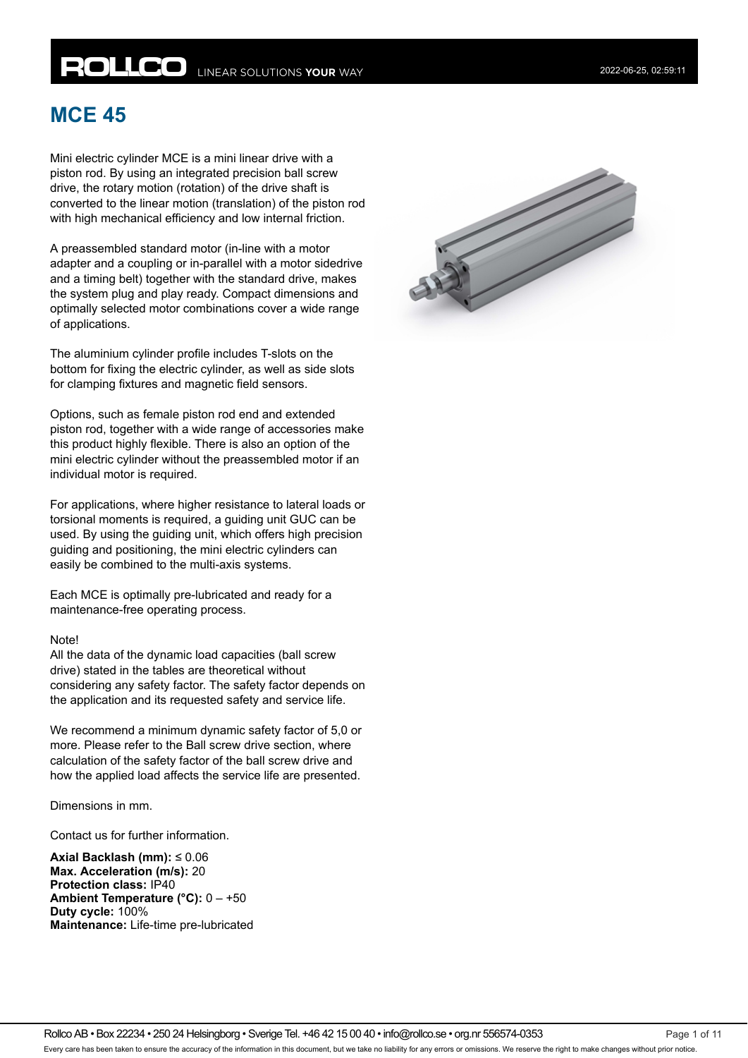# MCE 45

Mini electric cylinder MCE is a mini linear drive with a piston rod. By using an integrated precision ball screw drive, the rotary motion (rotation) of the drive shaft is converted to the linear motion (translation) of the piston rod with high mechanical efficiency and low internal friction.

A preassembled standard motor (in-line with a motor adapter and a coupling or in-parallel with a motor sidedrive and a timing belt) together with the standard drive, makes the system plug and play ready. Compact dimensions and optimally selected motor combinations cover a wide range of applications.

The aluminium cylinder profile includes T-slots on the bottom for fixing the electric cylinder, as well as side slots for clamping fixtures and magnetic field sensors.

Options, such as female piston rod end and extended piston rod, together with a wide range of accessories make this product highly flexible. There is also an option of the mini electric cylinder without the preassembled motor if an individual motor is required.

For applications, where higher resistance to lateral loads or torsional moments is required, a guiding unit GUC can be used. By using the guiding unit, which offers high precision guiding and positioning, the mini electric cylinders can easily be combined to the multi-axis systems.

Each MCE is optimally pre-lubricated and ready for a maintenance-free operating process.

Note!
All the data of the dynamic load capacities (ball screw drive) stated in the tables are theoretical without considering any safety factor. The safety factor depends on the application and its requested safety and service life.

We recommend a minimum dynamic safety factor of 5,0 or more. Please refer to the Ball screw drive section, where calculation of the safety factor of the ball screw drive and how the applied load affects the service life are presented.

Dimensions in mm.

Contact us for further information.

**Axial Backlash (mm):** ≤ 0.06
**Max. Acceleration (m/s):** 20
**Protection class:** IP40
**Ambient Temperature (°C):** 0 – +50
**Duty cycle:** 100%
**Maintenance:** Life-time pre-lubricated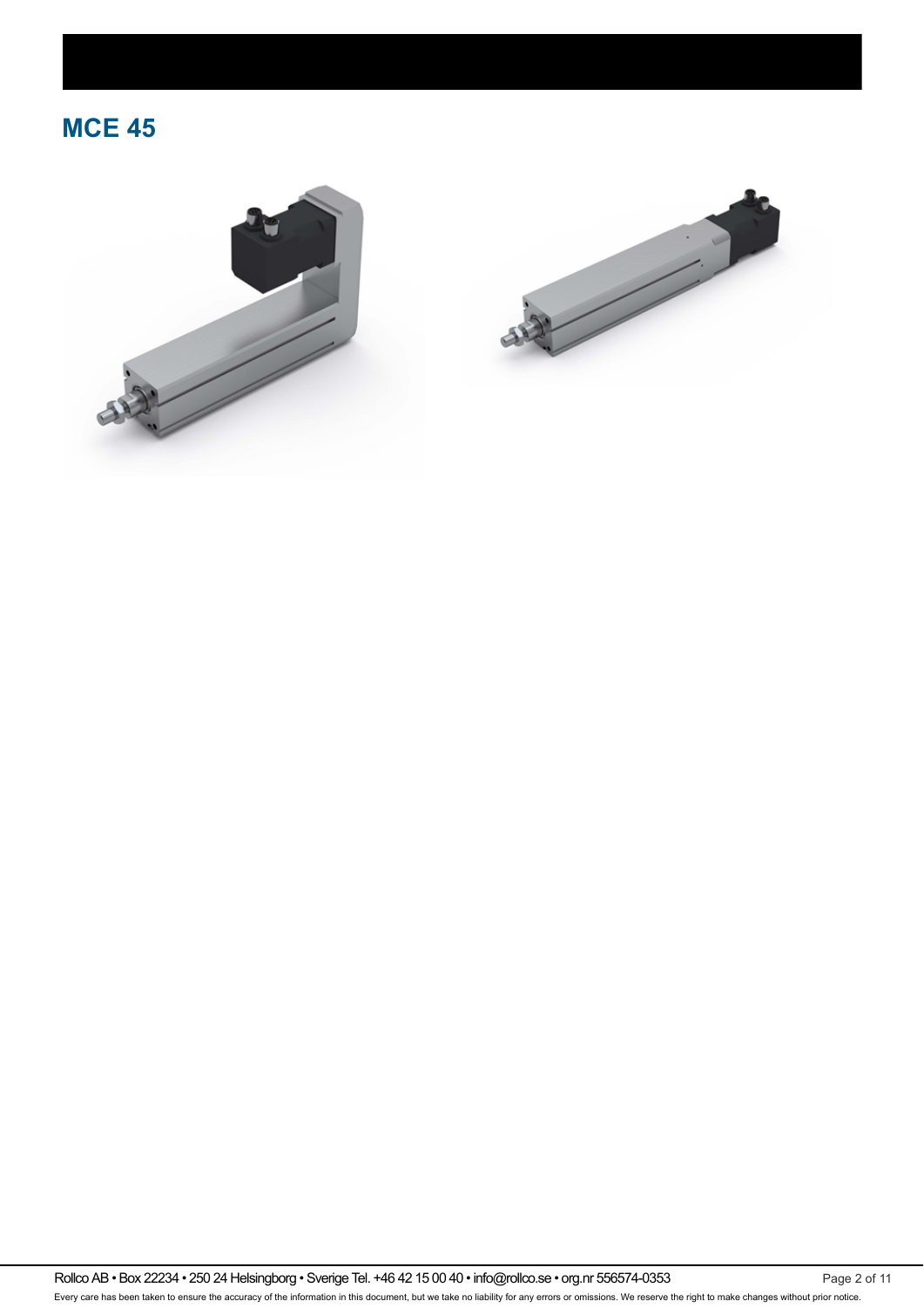## MCE 45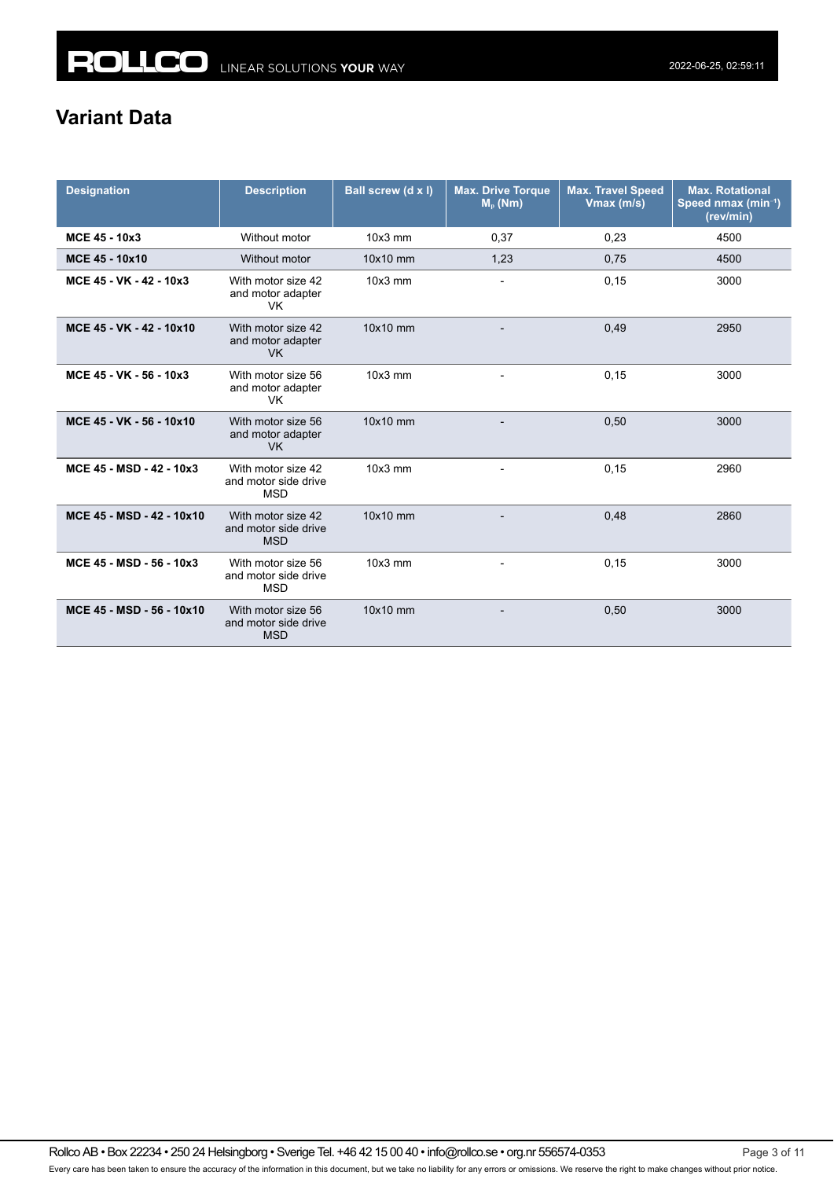# Variant Data

| Designation | Description | Ball screw (d x l) | Max. Drive Torque $M_p$ (Nm) | Max. Travel Speed Vmax (m/s) | Max. Rotational Speed nmax ($min^{-1}$) (rev/min) |
|---|---|---|---|---|---|
| **MCE 45 - 10x3** | Without motor | 10x3 mm | 0,37 | 0,23 | 4500 |
| **MCE 45 - 10x10** | Without motor | 10x10 mm | 1,23 | 0,75 | 4500 |
| **MCE 45 - VK - 42 - 10x3** | With motor size 42 and motor adapter VK | 10x3 mm | - | 0,15 | 3000 |
| **MCE 45 - VK - 42 - 10x10** | With motor size 42 and motor adapter VK | 10x10 mm | - | 0,49 | 2950 |
| **MCE 45 - VK - 56 - 10x3** | With motor size 56 and motor adapter VK | 10x3 mm | - | 0,15 | 3000 |
| **MCE 45 - VK - 56 - 10x10** | With motor size 56 and motor adapter VK | 10x10 mm | - | 0,50 | 3000 |
| **MCE 45 - MSD - 42 - 10x3** | With motor size 42 and motor side drive MSD | 10x3 mm | - | 0,15 | 2960 |
| **MCE 45 - MSD - 42 - 10x10** | With motor size 42 and motor side drive MSD | 10x10 mm | - | 0,48 | 2860 |
| **MCE 45 - MSD - 56 - 10x3** | With motor size 56 and motor side drive MSD | 10x3 mm | - | 0,15 | 3000 |
| **MCE 45 - MSD - 56 - 10x10** | With motor size 56 and motor side drive MSD | 10x10 mm | - | 0,50 | 3000 |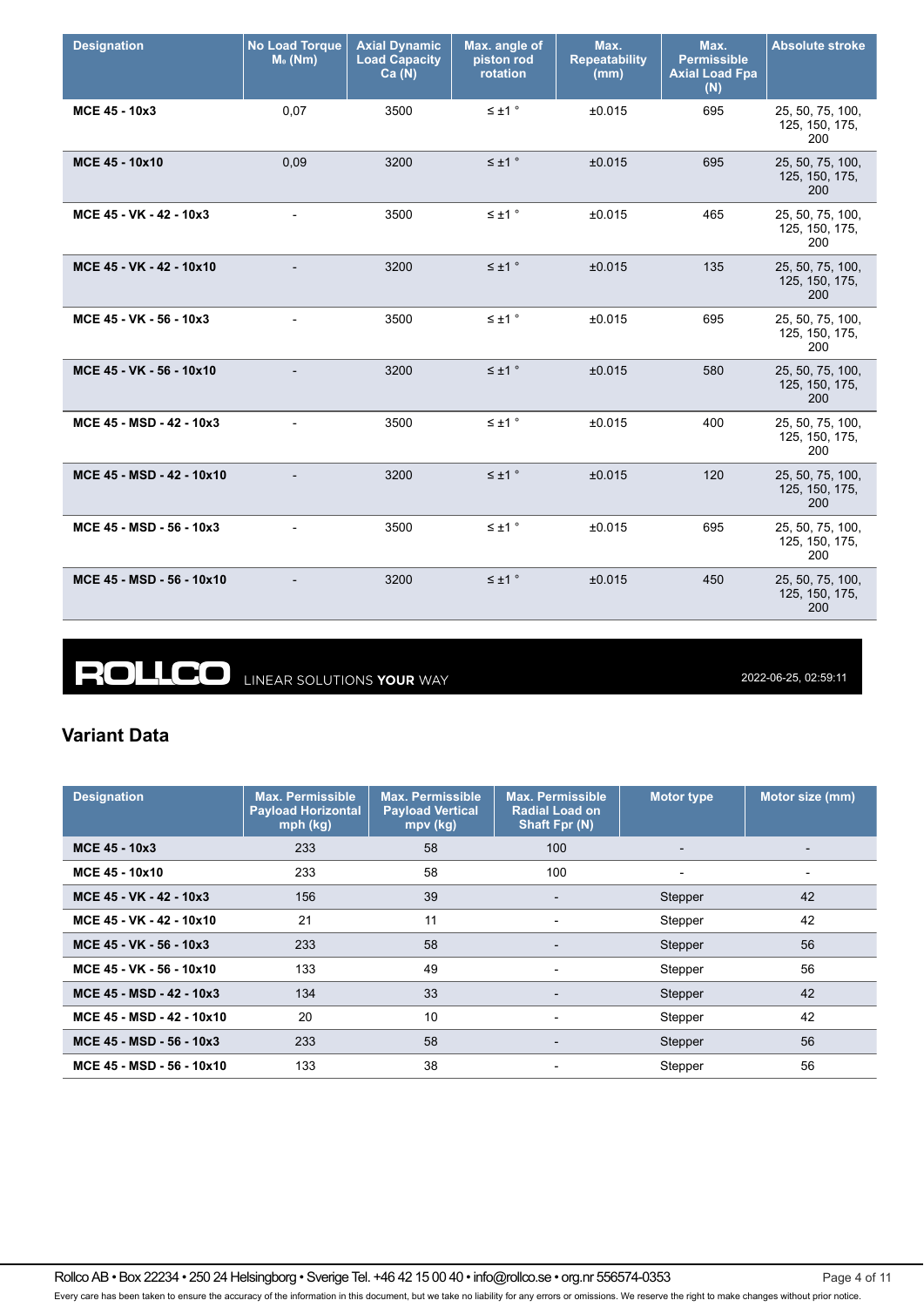| Designation | No Load Torque $M_0$ (Nm) | Axial Dynamic Load Capacity Ca (N) | Max. angle of piston rod rotation | Max. Repeatability (mm) | Max. Permissible Axial Load Fpa (N) | Absolute stroke |
|---|---|---|---|---|---|---|
| **MCE 45 - 10x3** | 0,07 | 3500 | ≤ ±1 ° | ±0.015 | 695 | 25, 50, 75, 100, 125, 150, 175, 200 |
| **MCE 45 - 10x10** | 0,09 | 3200 | ≤ ±1 ° | ±0.015 | 695 | 25, 50, 75, 100, 125, 150, 175, 200 |
| **MCE 45 - VK - 42 - 10x3** | - | 3500 | ≤ ±1 ° | ±0.015 | 465 | 25, 50, 75, 100, 125, 150, 175, 200 |
| **MCE 45 - VK - 42 - 10x10** | - | 3200 | ≤ ±1 ° | ±0.015 | 135 | 25, 50, 75, 100, 125, 150, 175, 200 |
| **MCE 45 - VK - 56 - 10x3** | - | 3500 | ≤ ±1 ° | ±0.015 | 695 | 25, 50, 75, 100, 125, 150, 175, 200 |
| **MCE 45 - VK - 56 - 10x10** | - | 3200 | ≤ ±1 ° | ±0.015 | 580 | 25, 50, 75, 100, 125, 150, 175, 200 |
| **MCE 45 - MSD - 42 - 10x3** | - | 3500 | ≤ ±1 ° | ±0.015 | 400 | 25, 50, 75, 100, 125, 150, 175, 200 |
| **MCE 45 - MSD - 42 - 10x10** | - | 3200 | ≤ ±1 ° | ±0.015 | 120 | 25, 50, 75, 100, 125, 150, 175, 200 |
| **MCE 45 - MSD - 56 - 10x3** | - | 3500 | ≤ ±1 ° | ±0.015 | 695 | 25, 50, 75, 100, 125, 150, 175, 200 |
| **MCE 45 - MSD - 56 - 10x10** | - | 3200 | ≤ ±1 ° | ±0.015 | 450 | 25, 50, 75, 100, 125, 150, 175, 200 |

**ROLLCO** LINEAR SOLUTIONS **YOUR** WAY

2022-06-25, 02:59:11

## Variant Data

| Designation | Max. Permissible Payload Horizontal mph (kg) | Max. Permissible Payload Vertical mpv (kg) | Max. Permissible Radial Load on Shaft Fpr (N) | Motor type | Motor size (mm) |
|---|---|---|---|---|---|
| **MCE 45 - 10x3** | 233 | 58 | 100 | - | - |
| **MCE 45 - 10x10** | 233 | 58 | 100 | - | - |
| **MCE 45 - VK - 42 - 10x3** | 156 | 39 | - | Stepper | 42 |
| **MCE 45 - VK - 42 - 10x10** | 21 | 11 | - | Stepper | 42 |
| **MCE 45 - VK - 56 - 10x3** | 233 | 58 | - | Stepper | 56 |
| **MCE 45 - VK - 56 - 10x10** | 133 | 49 | - | Stepper | 56 |
| **MCE 45 - MSD - 42 - 10x3** | 134 | 33 | - | Stepper | 42 |
| **MCE 45 - MSD - 42 - 10x10** | 20 | 10 | - | Stepper | 42 |
| **MCE 45 - MSD - 56 - 10x3** | 233 | 58 | - | Stepper | 56 |
| **MCE 45 - MSD - 56 - 10x10** | 133 | 38 | - | Stepper | 56 |

Rollco AB • Box 22234 • 250 24 Helsingborg • Sverige Tel. +46 42 15 00 40 • info@rollco.se • org.nr 556574-0353

Every care has been taken to ensure the accuracy of the information in this document, but we take no liability for any errors or omissions. We reserve the right to make changes without prior notice.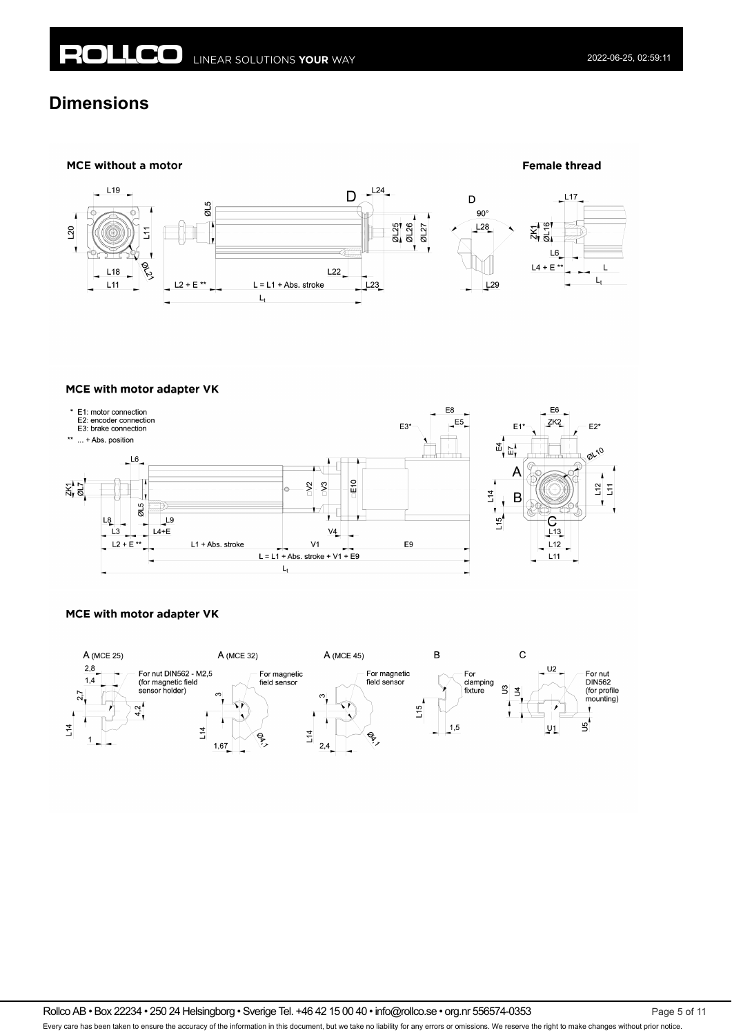# Dimensions

**MCE without a motor**

**Female thread**

**MCE with motor adapter VK**

\* E1: motor connection
E2: encoder connection
E3: brake connection

\*\* ... + Abs. position

**MCE with motor adapter VK**

A (MCE 25) — For nut DIN562 - M2,5 (for magnetic field sensor holder)

A (MCE 32) — For magnetic field sensor

A (MCE 45) — For magnetic field sensor

B — For clamping fixture

C — For nut DIN562 (for profile mounting)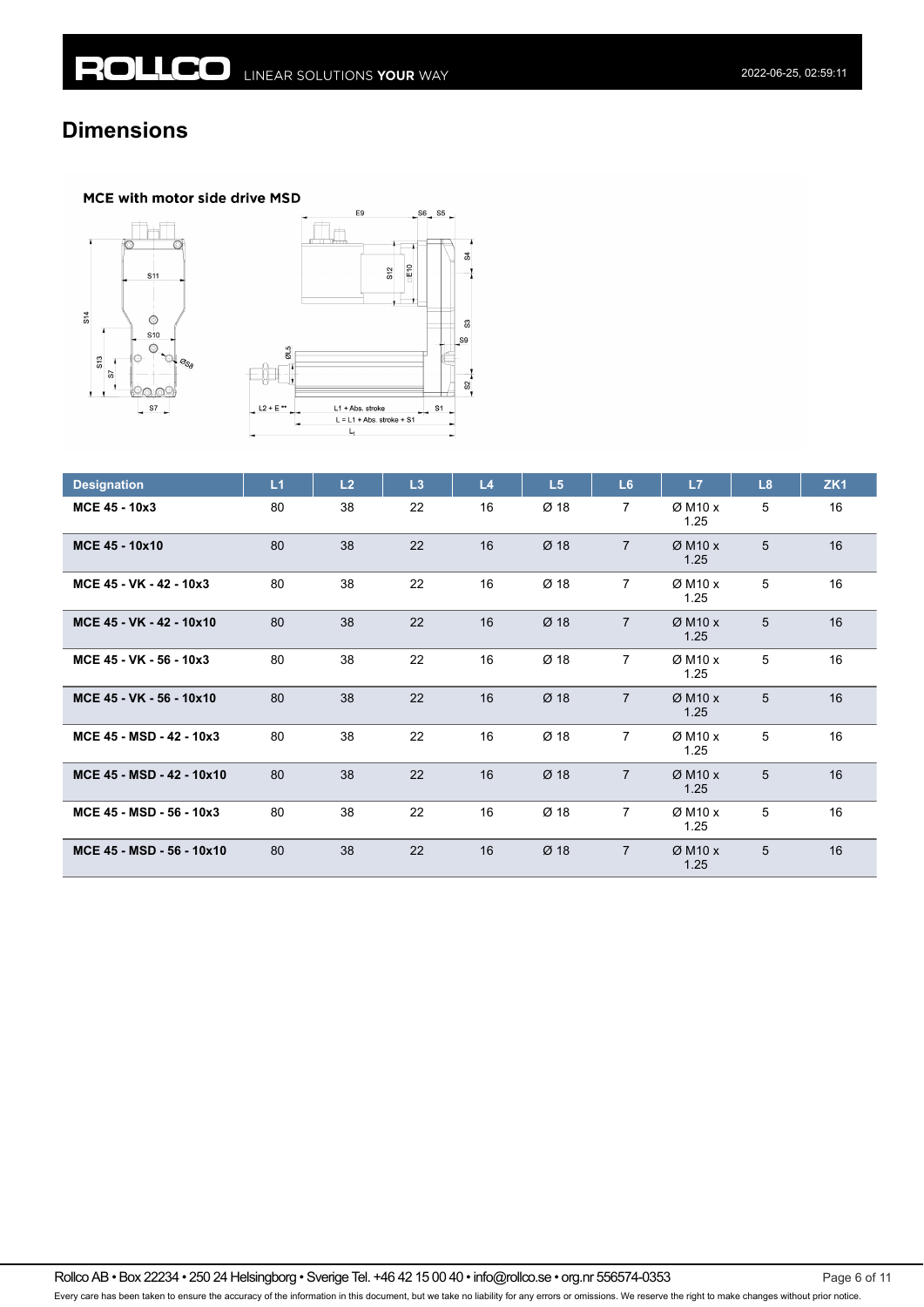## Dimensions

MCE with motor side drive MSD

| Designation | L1 | L2 | L3 | L4 | L5 | L6 | L7 | L8 | ZK1 |
|---|---|---|---|---|---|---|---|---|---|
| **MCE 45 - 10x3** | 80 | 38 | 22 | 16 | Ø 18 | 7 | Ø M10 x 1.25 | 5 | 16 |
| **MCE 45 - 10x10** | 80 | 38 | 22 | 16 | Ø 18 | 7 | Ø M10 x 1.25 | 5 | 16 |
| **MCE 45 - VK - 42 - 10x3** | 80 | 38 | 22 | 16 | Ø 18 | 7 | Ø M10 x 1.25 | 5 | 16 |
| **MCE 45 - VK - 42 - 10x10** | 80 | 38 | 22 | 16 | Ø 18 | 7 | Ø M10 x 1.25 | 5 | 16 |
| **MCE 45 - VK - 56 - 10x3** | 80 | 38 | 22 | 16 | Ø 18 | 7 | Ø M10 x 1.25 | 5 | 16 |
| **MCE 45 - VK - 56 - 10x10** | 80 | 38 | 22 | 16 | Ø 18 | 7 | Ø M10 x 1.25 | 5 | 16 |
| **MCE 45 - MSD - 42 - 10x3** | 80 | 38 | 22 | 16 | Ø 18 | 7 | Ø M10 x 1.25 | 5 | 16 |
| **MCE 45 - MSD - 42 - 10x10** | 80 | 38 | 22 | 16 | Ø 18 | 7 | Ø M10 x 1.25 | 5 | 16 |
| **MCE 45 - MSD - 56 - 10x3** | 80 | 38 | 22 | 16 | Ø 18 | 7 | Ø M10 x 1.25 | 5 | 16 |
| **MCE 45 - MSD - 56 - 10x10** | 80 | 38 | 22 | 16 | Ø 18 | 7 | Ø M10 x 1.25 | 5 | 16 |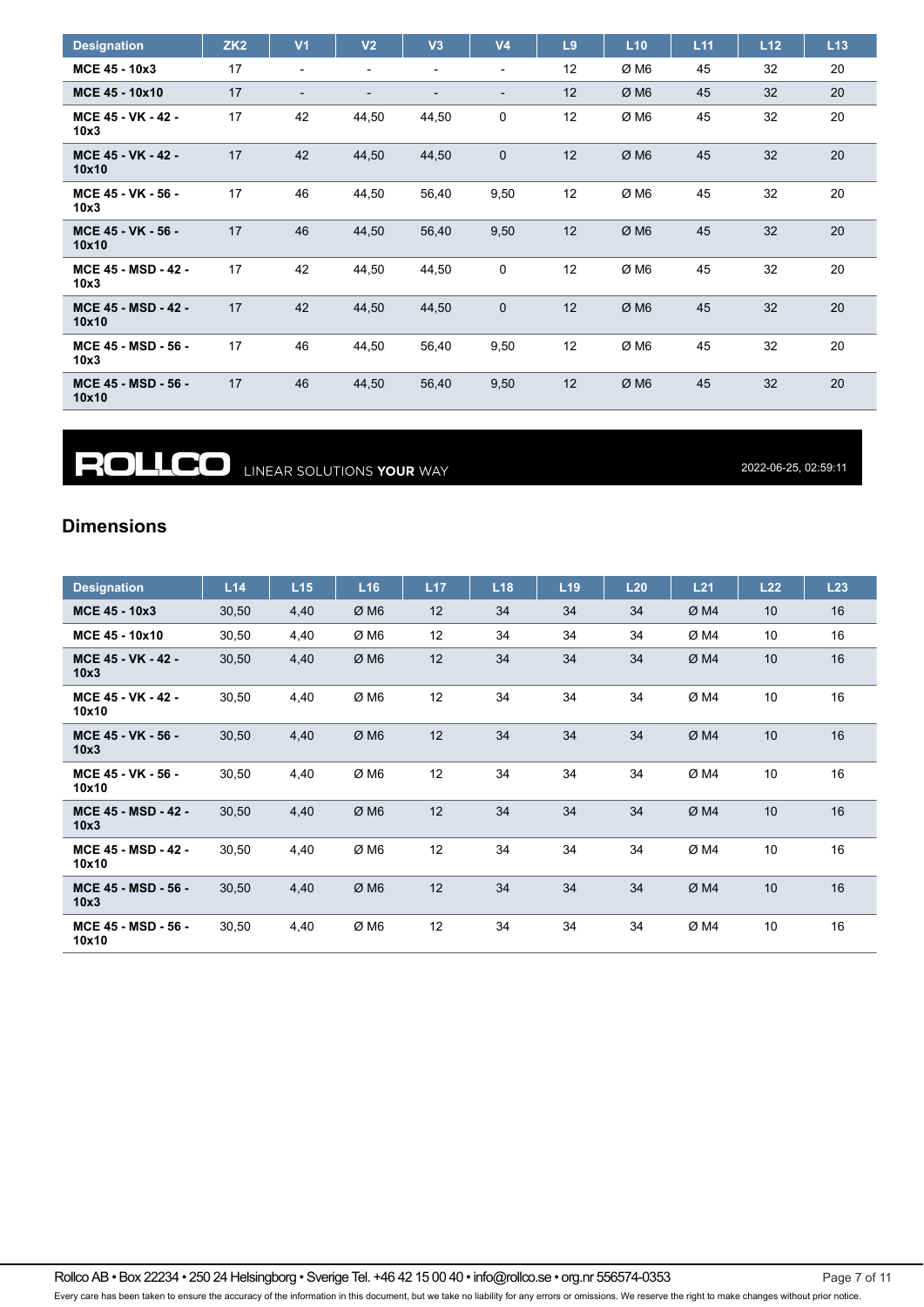| Designation | ZK2 | V1 | V2 | V3 | V4 | L9 | L10 | L11 | L12 | L13 |
|---|---|---|---|---|---|---|---|---|---|---|
| **MCE 45 - 10x3** | 17 | - | - | - | - | 12 | Ø M6 | 45 | 32 | 20 |
| **MCE 45 - 10x10** | 17 | - | - | - | - | 12 | Ø M6 | 45 | 32 | 20 |
| **MCE 45 - VK - 42 - 10x3** | 17 | 42 | 44,50 | 44,50 | 0 | 12 | Ø M6 | 45 | 32 | 20 |
| **MCE 45 - VK - 42 - 10x10** | 17 | 42 | 44,50 | 44,50 | 0 | 12 | Ø M6 | 45 | 32 | 20 |
| **MCE 45 - VK - 56 - 10x3** | 17 | 46 | 44,50 | 56,40 | 9,50 | 12 | Ø M6 | 45 | 32 | 20 |
| **MCE 45 - VK - 56 - 10x10** | 17 | 46 | 44,50 | 56,40 | 9,50 | 12 | Ø M6 | 45 | 32 | 20 |
| **MCE 45 - MSD - 42 - 10x3** | 17 | 42 | 44,50 | 44,50 | 0 | 12 | Ø M6 | 45 | 32 | 20 |
| **MCE 45 - MSD - 42 - 10x10** | 17 | 42 | 44,50 | 44,50 | 0 | 12 | Ø M6 | 45 | 32 | 20 |
| **MCE 45 - MSD - 56 - 10x3** | 17 | 46 | 44,50 | 56,40 | 9,50 | 12 | Ø M6 | 45 | 32 | 20 |
| **MCE 45 - MSD - 56 - 10x10** | 17 | 46 | 44,50 | 56,40 | 9,50 | 12 | Ø M6 | 45 | 32 | 20 |

**ROLLCO** LINEAR SOLUTIONS **YOUR** WAY

2022-06-25, 02:59:11

## Dimensions

| Designation | L14 | L15 | L16 | L17 | L18 | L19 | L20 | L21 | L22 | L23 |
|---|---|---|---|---|---|---|---|---|---|---|
| **MCE 45 - 10x3** | 30,50 | 4,40 | Ø M6 | 12 | 34 | 34 | 34 | Ø M4 | 10 | 16 |
| **MCE 45 - 10x10** | 30,50 | 4,40 | Ø M6 | 12 | 34 | 34 | 34 | Ø M4 | 10 | 16 |
| **MCE 45 - VK - 42 - 10x3** | 30,50 | 4,40 | Ø M6 | 12 | 34 | 34 | 34 | Ø M4 | 10 | 16 |
| **MCE 45 - VK - 42 - 10x10** | 30,50 | 4,40 | Ø M6 | 12 | 34 | 34 | 34 | Ø M4 | 10 | 16 |
| **MCE 45 - VK - 56 - 10x3** | 30,50 | 4,40 | Ø M6 | 12 | 34 | 34 | 34 | Ø M4 | 10 | 16 |
| **MCE 45 - VK - 56 - 10x10** | 30,50 | 4,40 | Ø M6 | 12 | 34 | 34 | 34 | Ø M4 | 10 | 16 |
| **MCE 45 - MSD - 42 - 10x3** | 30,50 | 4,40 | Ø M6 | 12 | 34 | 34 | 34 | Ø M4 | 10 | 16 |
| **MCE 45 - MSD - 42 - 10x10** | 30,50 | 4,40 | Ø M6 | 12 | 34 | 34 | 34 | Ø M4 | 10 | 16 |
| **MCE 45 - MSD - 56 - 10x3** | 30,50 | 4,40 | Ø M6 | 12 | 34 | 34 | 34 | Ø M4 | 10 | 16 |
| **MCE 45 - MSD - 56 - 10x10** | 30,50 | 4,40 | Ø M6 | 12 | 34 | 34 | 34 | Ø M4 | 10 | 16 |

Rollco AB • Box 22234 • 250 24 Helsingborg • Sverige Tel. +46 42 15 00 40 • info@rollco.se • org.nr 556574-0353

Every care has been taken to ensure the accuracy of the information in this document, but we take no liability for any errors or omissions. We reserve the right to make changes without prior notice.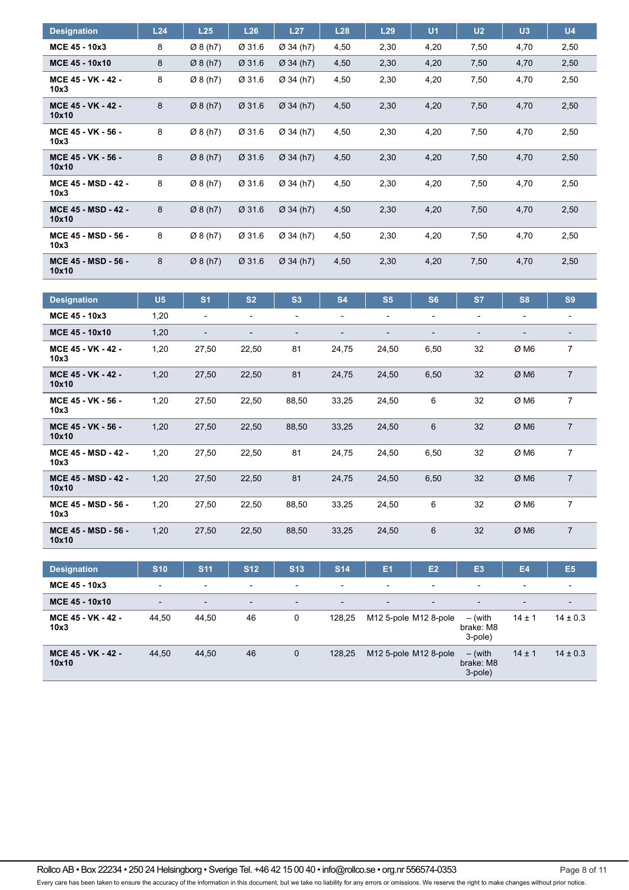| Designation | L24 | L25 | L26 | L27 | L28 | L29 | U1 | U2 | U3 | U4 |
|---|---|---|---|---|---|---|---|---|---|---|
| **MCE 45 - 10x3** | 8 | Ø 8 (h7) | Ø 31.6 | Ø 34 (h7) | 4,50 | 2,30 | 4,20 | 7,50 | 4,70 | 2,50 |
| **MCE 45 - 10x10** | 8 | Ø 8 (h7) | Ø 31.6 | Ø 34 (h7) | 4,50 | 2,30 | 4,20 | 7,50 | 4,70 | 2,50 |
| **MCE 45 - VK - 42 - 10x3** | 8 | Ø 8 (h7) | Ø 31.6 | Ø 34 (h7) | 4,50 | 2,30 | 4,20 | 7,50 | 4,70 | 2,50 |
| **MCE 45 - VK - 42 - 10x10** | 8 | Ø 8 (h7) | Ø 31.6 | Ø 34 (h7) | 4,50 | 2,30 | 4,20 | 7,50 | 4,70 | 2,50 |
| **MCE 45 - VK - 56 - 10x3** | 8 | Ø 8 (h7) | Ø 31.6 | Ø 34 (h7) | 4,50 | 2,30 | 4,20 | 7,50 | 4,70 | 2,50 |
| **MCE 45 - VK - 56 - 10x10** | 8 | Ø 8 (h7) | Ø 31.6 | Ø 34 (h7) | 4,50 | 2,30 | 4,20 | 7,50 | 4,70 | 2,50 |
| **MCE 45 - MSD - 42 - 10x3** | 8 | Ø 8 (h7) | Ø 31.6 | Ø 34 (h7) | 4,50 | 2,30 | 4,20 | 7,50 | 4,70 | 2,50 |
| **MCE 45 - MSD - 42 - 10x10** | 8 | Ø 8 (h7) | Ø 31.6 | Ø 34 (h7) | 4,50 | 2,30 | 4,20 | 7,50 | 4,70 | 2,50 |
| **MCE 45 - MSD - 56 - 10x3** | 8 | Ø 8 (h7) | Ø 31.6 | Ø 34 (h7) | 4,50 | 2,30 | 4,20 | 7,50 | 4,70 | 2,50 |
| **MCE 45 - MSD - 56 - 10x10** | 8 | Ø 8 (h7) | Ø 31.6 | Ø 34 (h7) | 4,50 | 2,30 | 4,20 | 7,50 | 4,70 | 2,50 |

| Designation | U5 | S1 | S2 | S3 | S4 | S5 | S6 | S7 | S8 | S9 |
|---|---|---|---|---|---|---|---|---|---|---|
| **MCE 45 - 10x3** | 1,20 | - | - | - | - | - | - | - | - | - |
| **MCE 45 - 10x10** | 1,20 | - | - | - | - | - | - | - | - | - |
| **MCE 45 - VK - 42 - 10x3** | 1,20 | 27,50 | 22,50 | 81 | 24,75 | 24,50 | 6,50 | 32 | Ø M6 | 7 |
| **MCE 45 - VK - 42 - 10x10** | 1,20 | 27,50 | 22,50 | 81 | 24,75 | 24,50 | 6,50 | 32 | Ø M6 | 7 |
| **MCE 45 - VK - 56 - 10x3** | 1,20 | 27,50 | 22,50 | 88,50 | 33,25 | 24,50 | 6 | 32 | Ø M6 | 7 |
| **MCE 45 - VK - 56 - 10x10** | 1,20 | 27,50 | 22,50 | 88,50 | 33,25 | 24,50 | 6 | 32 | Ø M6 | 7 |
| **MCE 45 - MSD - 42 - 10x3** | 1,20 | 27,50 | 22,50 | 81 | 24,75 | 24,50 | 6,50 | 32 | Ø M6 | 7 |
| **MCE 45 - MSD - 42 - 10x10** | 1,20 | 27,50 | 22,50 | 81 | 24,75 | 24,50 | 6,50 | 32 | Ø M6 | 7 |
| **MCE 45 - MSD - 56 - 10x3** | 1,20 | 27,50 | 22,50 | 88,50 | 33,25 | 24,50 | 6 | 32 | Ø M6 | 7 |
| **MCE 45 - MSD - 56 - 10x10** | 1,20 | 27,50 | 22,50 | 88,50 | 33,25 | 24,50 | 6 | 32 | Ø M6 | 7 |

| Designation | S10 | S11 | S12 | S13 | S14 | E1 | E2 | E3 | E4 | E5 |
|---|---|---|---|---|---|---|---|---|---|---|
| **MCE 45 - 10x3** | - | - | - | - | - | - | - | - | - | - |
| **MCE 45 - 10x10** | - | - | - | - | - | - | - | - | - | - |
| **MCE 45 - VK - 42 - 10x3** | 44,50 | 44,50 | 46 | 0 | 128,25 | M12 5-pole | M12 8-pole | – (with brake: M8 3-pole) | 14 ± 1 | 14 ± 0.3 |
| **MCE 45 - VK - 42 - 10x10** | 44,50 | 44,50 | 46 | 0 | 128,25 | M12 5-pole | M12 8-pole | – (with brake: M8 3-pole) | 14 ± 1 | 14 ± 0.3 |

Rollco AB • Box 22234 • 250 24 Helsingborg • Sverige Tel. +46 42 15 00 40 • info@rollco.se • org.nr 556574-0353

Every care has been taken to ensure the accuracy of the information in this document, but we take no liability for any errors or omissions. We reserve the right to make changes without prior notice.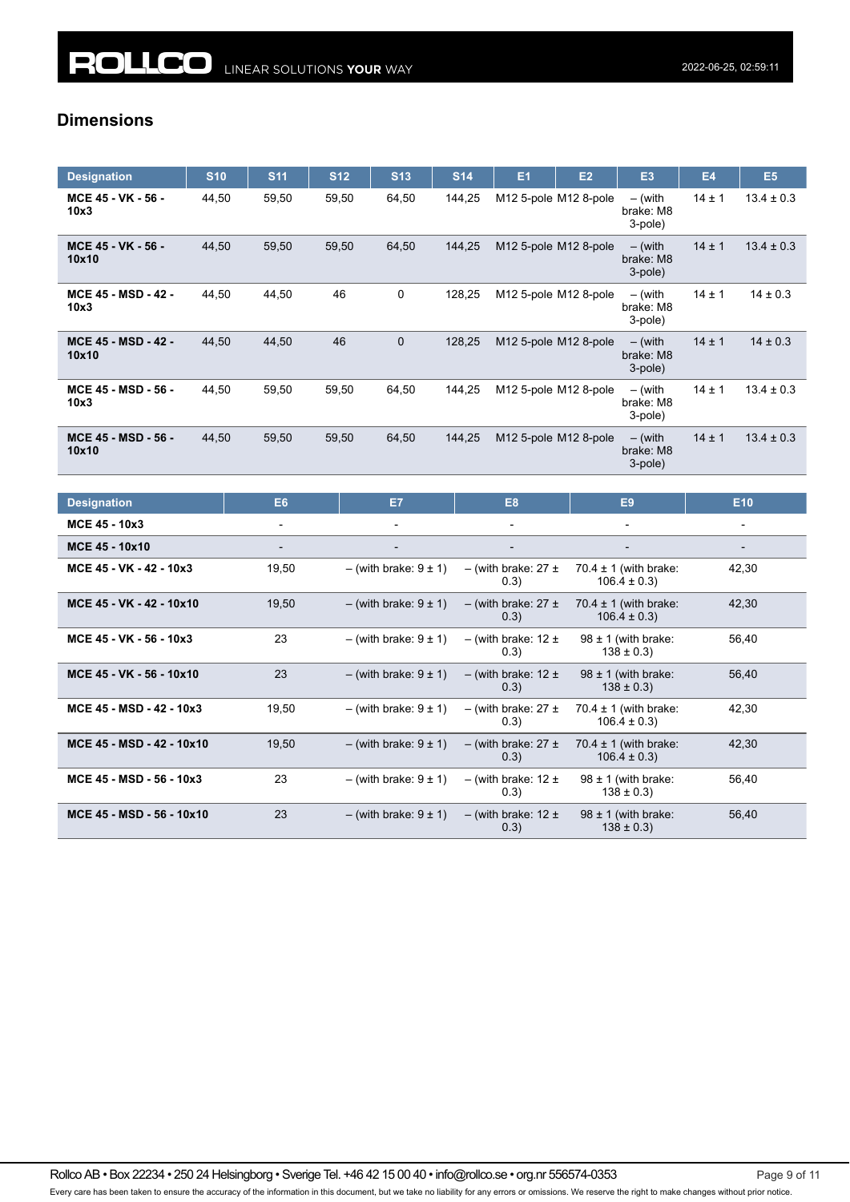## Dimensions

| Designation | S10 | S11 | S12 | S13 | S14 | E1 | E2 | E3 | E4 | E5 |
|---|---|---|---|---|---|---|---|---|---|---|
| **MCE 45 - VK - 56 - 10x3** | 44,50 | 59,50 | 59,50 | 64,50 | 144,25 | M12 5-pole | M12 8-pole | – (with brake: M8 3-pole) | 14 ± 1 | 13.4 ± 0.3 |
| **MCE 45 - VK - 56 - 10x10** | 44,50 | 59,50 | 59,50 | 64,50 | 144,25 | M12 5-pole | M12 8-pole | – (with brake: M8 3-pole) | 14 ± 1 | 13.4 ± 0.3 |
| **MCE 45 - MSD - 42 - 10x3** | 44,50 | 44,50 | 46 | 0 | 128,25 | M12 5-pole | M12 8-pole | – (with brake: M8 3-pole) | 14 ± 1 | 14 ± 0.3 |
| **MCE 45 - MSD - 42 - 10x10** | 44,50 | 44,50 | 46 | 0 | 128,25 | M12 5-pole | M12 8-pole | – (with brake: M8 3-pole) | 14 ± 1 | 14 ± 0.3 |
| **MCE 45 - MSD - 56 - 10x3** | 44,50 | 59,50 | 59,50 | 64,50 | 144,25 | M12 5-pole | M12 8-pole | – (with brake: M8 3-pole) | 14 ± 1 | 13.4 ± 0.3 |
| **MCE 45 - MSD - 56 - 10x10** | 44,50 | 59,50 | 59,50 | 64,50 | 144,25 | M12 5-pole | M12 8-pole | – (with brake: M8 3-pole) | 14 ± 1 | 13.4 ± 0.3 |

| Designation | E6 | E7 | E8 | E9 | E10 |
|---|---|---|---|---|---|
| **MCE 45 - 10x3** | - | - | - | - | - |
| **MCE 45 - 10x10** | - | - | - | - | - |
| **MCE 45 - VK - 42 - 10x3** | 19,50 | – (with brake: 9 ± 1) | – (with brake: 27 ± 0.3) | 70.4 ± 1 (with brake: 106.4 ± 0.3) | 42,30 |
| **MCE 45 - VK - 42 - 10x10** | 19,50 | – (with brake: 9 ± 1) | – (with brake: 27 ± 0.3) | 70.4 ± 1 (with brake: 106.4 ± 0.3) | 42,30 |
| **MCE 45 - VK - 56 - 10x3** | 23 | – (with brake: 9 ± 1) | – (with brake: 12 ± 0.3) | 98 ± 1 (with brake: 138 ± 0.3) | 56,40 |
| **MCE 45 - VK - 56 - 10x10** | 23 | – (with brake: 9 ± 1) | – (with brake: 12 ± 0.3) | 98 ± 1 (with brake: 138 ± 0.3) | 56,40 |
| **MCE 45 - MSD - 42 - 10x3** | 19,50 | – (with brake: 9 ± 1) | – (with brake: 27 ± 0.3) | 70.4 ± 1 (with brake: 106.4 ± 0.3) | 42,30 |
| **MCE 45 - MSD - 42 - 10x10** | 19,50 | – (with brake: 9 ± 1) | – (with brake: 27 ± 0.3) | 70.4 ± 1 (with brake: 106.4 ± 0.3) | 42,30 |
| **MCE 45 - MSD - 56 - 10x3** | 23 | – (with brake: 9 ± 1) | – (with brake: 12 ± 0.3) | 98 ± 1 (with brake: 138 ± 0.3) | 56,40 |
| **MCE 45 - MSD - 56 - 10x10** | 23 | – (with brake: 9 ± 1) | – (with brake: 12 ± 0.3) | 98 ± 1 (with brake: 138 ± 0.3) | 56,40 |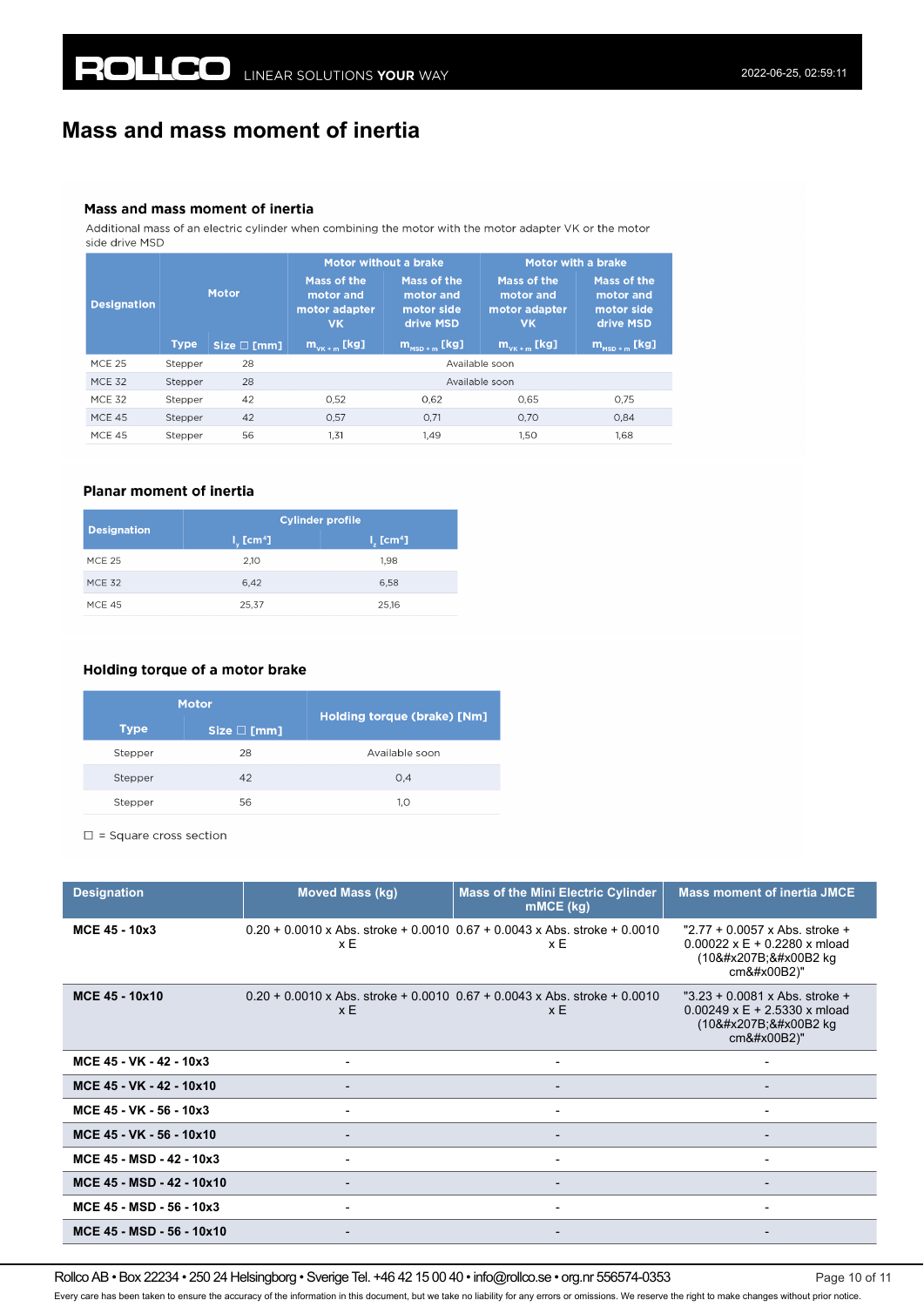# Mass and mass moment of inertia

### Mass and mass moment of inertia

Additional mass of an electric cylinder when combining the motor with the motor adapter VK or the motor side drive MSD

| Designation | Motor | | Motor without a brake | | Motor with a brake | |
|---|---|---|---|---|---|---|
| | | | Mass of the motor and motor adapter VK | Mass of the motor and motor side drive MSD | Mass of the motor and motor adapter VK | Mass of the motor and motor side drive MSD |
| | Type | Size ☐ [mm] | $m_{VK+m}$ [kg] | $m_{MSD+m}$ [kg] | $m_{VK+m}$ [kg] | $m_{MSD+m}$ [kg] |
| MCE 25 | Stepper | 28 | Available soon | | | |
| MCE 32 | Stepper | 28 | Available soon | | | |
| MCE 32 | Stepper | 42 | 0,52 | 0,62 | 0,65 | 0,75 |
| MCE 45 | Stepper | 42 | 0,57 | 0,71 | 0,70 | 0,84 |
| MCE 45 | Stepper | 56 | 1,31 | 1,49 | 1,50 | 1,68 |

### Planar moment of inertia

| Designation | Cylinder profile | |
|---|---|---|
| | $I_y$ [cm⁴] | $I_z$ [cm⁴] |
| MCE 25 | 2,10 | 1,98 |
| MCE 32 | 6,42 | 6,58 |
| MCE 45 | 25,37 | 25,16 |

### Holding torque of a motor brake

| Motor | | Holding torque (brake) [Nm] |
|---|---|---|
| Type | Size ☐ [mm] | |
| Stepper | 28 | Available soon |
| Stepper | 42 | 0,4 |
| Stepper | 56 | 1,0 |

☐ = Square cross section

| Designation | Moved Mass (kg) | Mass of the Mini Electric Cylinder mMCE (kg) | Mass moment of inertia JMCE |
|---|---|---|---|
| **MCE 45 - 10x3** | 0.20 + 0.0010 x Abs. stroke + 0.0010 x E | 0.67 + 0.0043 x Abs. stroke + 0.0010 x E | "2.77 + 0.0057 x Abs. stroke + 0.00022 x E + 0.2280 x mload (10&#x207B;&#x00B2 kg cm&#x00B2)" |
| **MCE 45 - 10x10** | 0.20 + 0.0010 x Abs. stroke + 0.0010 x E | 0.67 + 0.0043 x Abs. stroke + 0.0010 x E | "3.23 + 0.0081 x Abs. stroke + 0.00249 x E + 2.5330 x mload (10&#x207B;&#x00B2 kg cm&#x00B2)" |
| **MCE 45 - VK - 42 - 10x3** | - | - | - |
| **MCE 45 - VK - 42 - 10x10** | - | - | - |
| **MCE 45 - VK - 56 - 10x3** | - | - | - |
| **MCE 45 - VK - 56 - 10x10** | - | - | - |
| **MCE 45 - MSD - 42 - 10x3** | - | - | - |
| **MCE 45 - MSD - 42 - 10x10** | - | - | - |
| **MCE 45 - MSD - 56 - 10x3** | - | - | - |
| **MCE 45 - MSD - 56 - 10x10** | - | - | - |